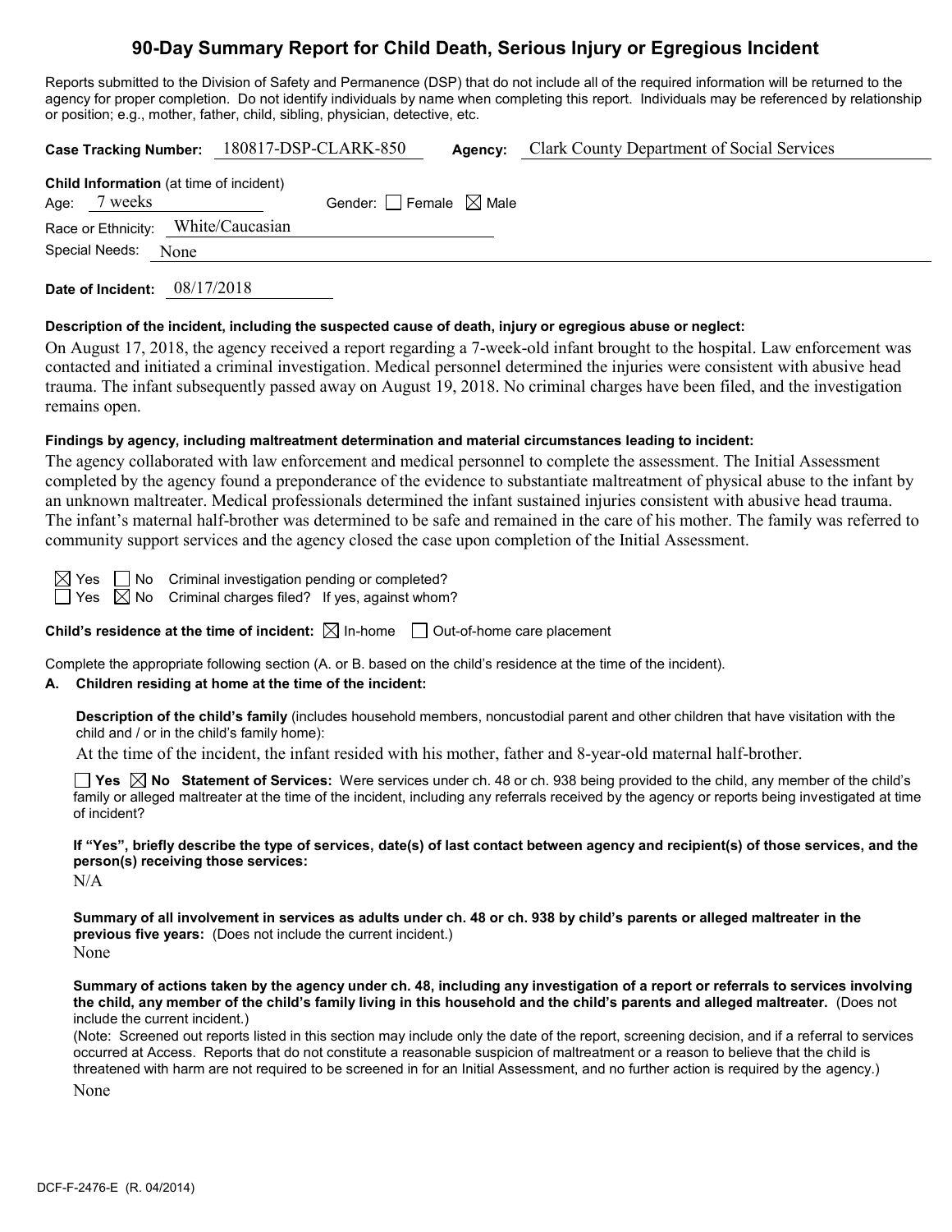# 90-Day Summary Report for Child Death, Serious Injury or Egregious Incident

Reports submitted to the Division of Safety and Permanence (DSP) that do not include all of the required information will be returned to the agency for proper completion. Do not identify individuals by name when completing this report. Individuals may be referenced by relationship or position; e.g., mother, father, child, sibling, physician, detective, etc.

**Case Tracking Number:** 180817-DSP-CLARK-850 **Agency:** Clark County Department of Social Services

**Child Information** (at time of incident)

Age: 7 weeks Gender: ☐ Female ☒ Male

Race or Ethnicity: White/Caucasian

Special Needs: None

**Date of Incident:** 08/17/2018

**Description of the incident, including the suspected cause of death, injury or egregious abuse or neglect:**

On August 17, 2018, the agency received a report regarding a 7-week-old infant brought to the hospital. Law enforcement was contacted and initiated a criminal investigation. Medical personnel determined the injuries were consistent with abusive head trauma. The infant subsequently passed away on August 19, 2018. No criminal charges have been filed, and the investigation remains open.

**Findings by agency, including maltreatment determination and material circumstances leading to incident:**

The agency collaborated with law enforcement and medical personnel to complete the assessment. The Initial Assessment completed by the agency found a preponderance of the evidence to substantiate maltreatment of physical abuse to the infant by an unknown maltreater. Medical professionals determined the infant sustained injuries consistent with abusive head trauma. The infant's maternal half-brother was determined to be safe and remained in the care of his mother. The family was referred to community support services and the agency closed the case upon completion of the Initial Assessment.

☒ Yes ☐ No Criminal investigation pending or completed?

☐ Yes ☒ No Criminal charges filed? If yes, against whom?

**Child's residence at the time of incident:** ☒ In-home ☐ Out-of-home care placement

Complete the appropriate following section (A. or B. based on the child's residence at the time of the incident).

**A. Children residing at home at the time of the incident:**

**Description of the child's family** (includes household members, noncustodial parent and other children that have visitation with the child and / or in the child's family home):

At the time of the incident, the infant resided with his mother, father and 8-year-old maternal half-brother.

☐ **Yes** ☒ **No Statement of Services:** Were services under ch. 48 or ch. 938 being provided to the child, any member of the child's family or alleged maltreater at the time of the incident, including any referrals received by the agency or reports being investigated at time of incident?

**If "Yes", briefly describe the type of services, date(s) of last contact between agency and recipient(s) of those services, and the person(s) receiving those services:**

N/A

**Summary of all involvement in services as adults under ch. 48 or ch. 938 by child's parents or alleged maltreater in the previous five years:** (Does not include the current incident.)

None

**Summary of actions taken by the agency under ch. 48, including any investigation of a report or referrals to services involving the child, any member of the child's family living in this household and the child's parents and alleged maltreater.** (Does not include the current incident.)

(Note: Screened out reports listed in this section may include only the date of the report, screening decision, and if a referral to services occurred at Access. Reports that do not constitute a reasonable suspicion of maltreatment or a reason to believe that the child is threatened with harm are not required to be screened in for an Initial Assessment, and no further action is required by the agency.)

None

DCF-F-2476-E (R. 04/2014)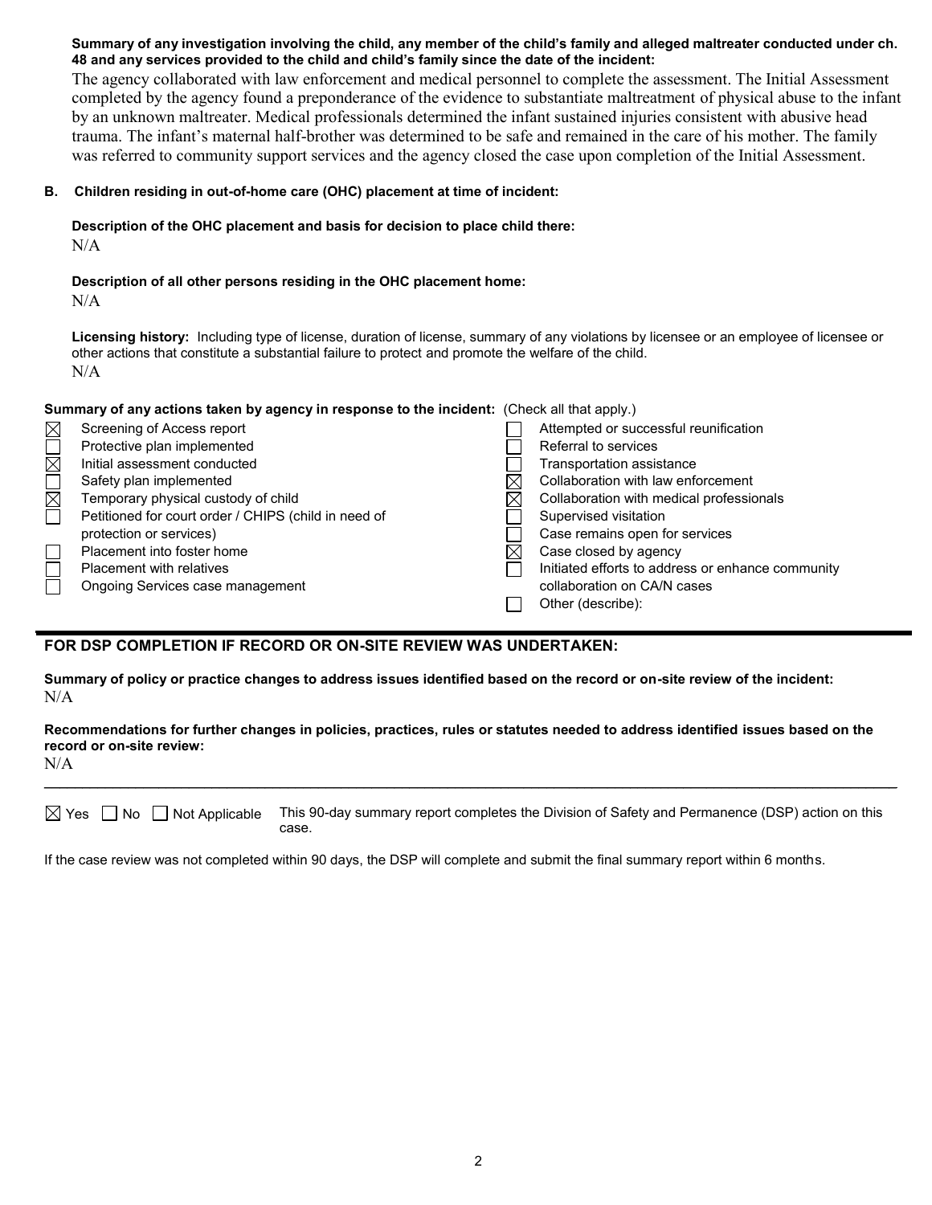**Summary of any investigation involving the child, any member of the child's family and alleged maltreater conducted under ch. 48 and any services provided to the child and child's family since the date of the incident:**

The agency collaborated with law enforcement and medical personnel to complete the assessment. The Initial Assessment completed by the agency found a preponderance of the evidence to substantiate maltreatment of physical abuse to the infant by an unknown maltreater. Medical professionals determined the infant sustained injuries consistent with abusive head trauma. The infant's maternal half-brother was determined to be safe and remained in the care of his mother. The family was referred to community support services and the agency closed the case upon completion of the Initial Assessment.

**B. Children residing in out-of-home care (OHC) placement at time of incident:**

**Description of the OHC placement and basis for decision to place child there:**
N/A

**Description of all other persons residing in the OHC placement home:**
N/A

**Licensing history:** Including type of license, duration of license, summary of any violations by licensee or an employee of licensee or other actions that constitute a substantial failure to protect and promote the welfare of the child.
N/A

**Summary of any actions taken by agency in response to the incident:** (Check all that apply.)

- ☒ Screening of Access report
- ☐ Protective plan implemented
- ☒ Initial assessment conducted
- ☐ Safety plan implemented
- ☒ Temporary physical custody of child
- ☐ Petitioned for court order / CHIPS (child in need of protection or services)
- ☐ Placement into foster home
- ☐ Placement with relatives
- ☐ Ongoing Services case management
- ☐ Attempted or successful reunification
- ☐ Referral to services
- ☐ Transportation assistance
- ☒ Collaboration with law enforcement
- ☒ Collaboration with medical professionals
- ☐ Supervised visitation
- ☐ Case remains open for services
- ☒ Case closed by agency
- ☐ Initiated efforts to address or enhance community collaboration on CA/N cases
- ☐ Other (describe):

## FOR DSP COMPLETION IF RECORD OR ON-SITE REVIEW WAS UNDERTAKEN:

**Summary of policy or practice changes to address issues identified based on the record or on-site review of the incident:**
N/A

**Recommendations for further changes in policies, practices, rules or statutes needed to address identified issues based on the record or on-site review:**
N/A

---

☒ Yes ☐ No ☐ Not Applicable This 90-day summary report completes the Division of Safety and Permanence (DSP) action on this case.

If the case review was not completed within 90 days, the DSP will complete and submit the final summary report within 6 months.